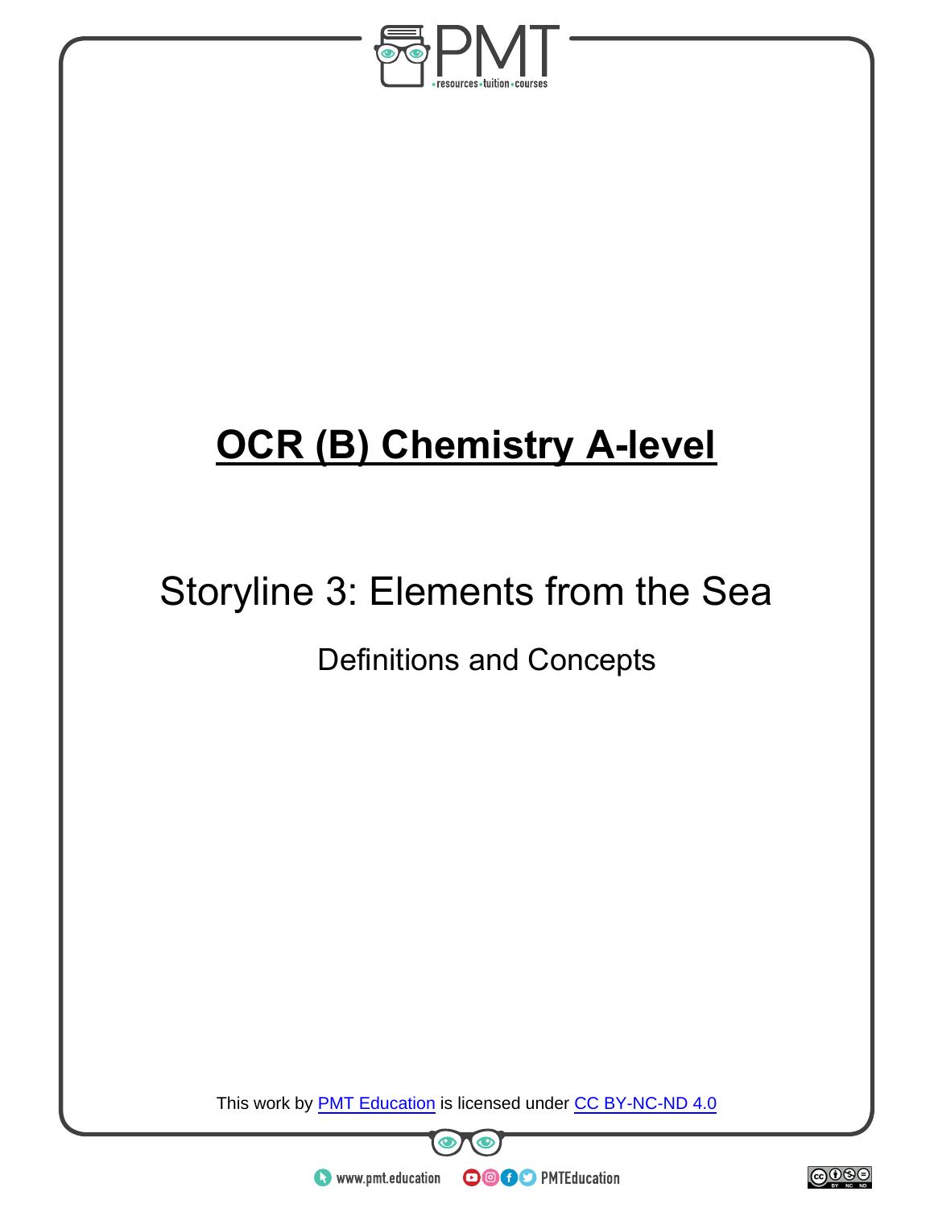# OCR (B) Chemistry A-level

## Storyline 3: Elements from the Sea

### Definitions and Concepts

This work by PMT Education is licensed under CC BY-NC-ND 4.0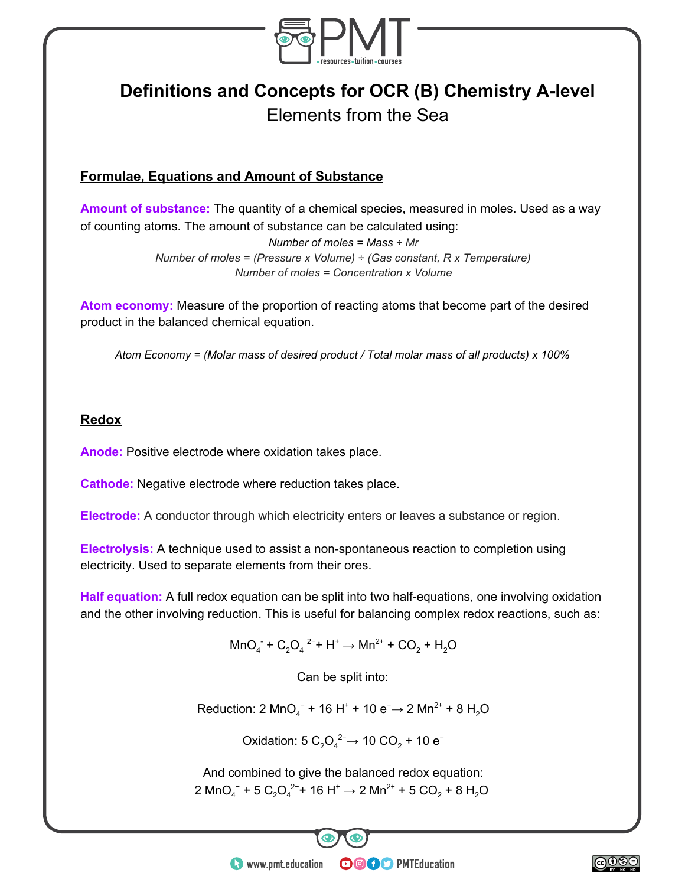# Definitions and Concepts for OCR (B) Chemistry A-level

## Elements from the Sea

### Formulae, Equations and Amount of Substance

**Amount of substance:** The quantity of a chemical species, measured in moles. Used as a way of counting atoms. The amount of substance can be calculated using:

*Number of moles = Mass ÷ Mr*

*Number of moles = (Pressure x Volume) ÷ (Gas constant, R x Temperature)*

*Number of moles = Concentration x Volume*

**Atom economy:** Measure of the proportion of reacting atoms that become part of the desired product in the balanced chemical equation.

*Atom Economy = (Molar mass of desired product / Total molar mass of all products) x 100%*

### Redox

**Anode:** Positive electrode where oxidation takes place.

**Cathode:** Negative electrode where reduction takes place.

**Electrode:** A conductor through which electricity enters or leaves a substance or region.

**Electrolysis:** A technique used to assist a non-spontaneous reaction to completion using electricity. Used to separate elements from their ores.

**Half equation:** A full redox equation can be split into two half-equations, one involving oxidation and the other involving reduction. This is useful for balancing complex redox reactions, such as:

$$MnO_4^- + C_2O_4^{2-} + H^+ \rightarrow Mn^{2+} + CO_2 + H_2O$$

Can be split into:

Reduction: $2\ MnO_4^- + 16\ H^+ + 10\ e^- \rightarrow 2\ Mn^{2+} + 8\ H_2O$

Oxidation: $5\ C_2O_4^{2-} \rightarrow 10\ CO_2 + 10\ e^-$

And combined to give the balanced redox equation:

$$2\ MnO_4^- + 5\ C_2O_4^{2-} + 16\ H^+ \rightarrow 2\ Mn^{2+} + 5\ CO_2 + 8\ H_2O$$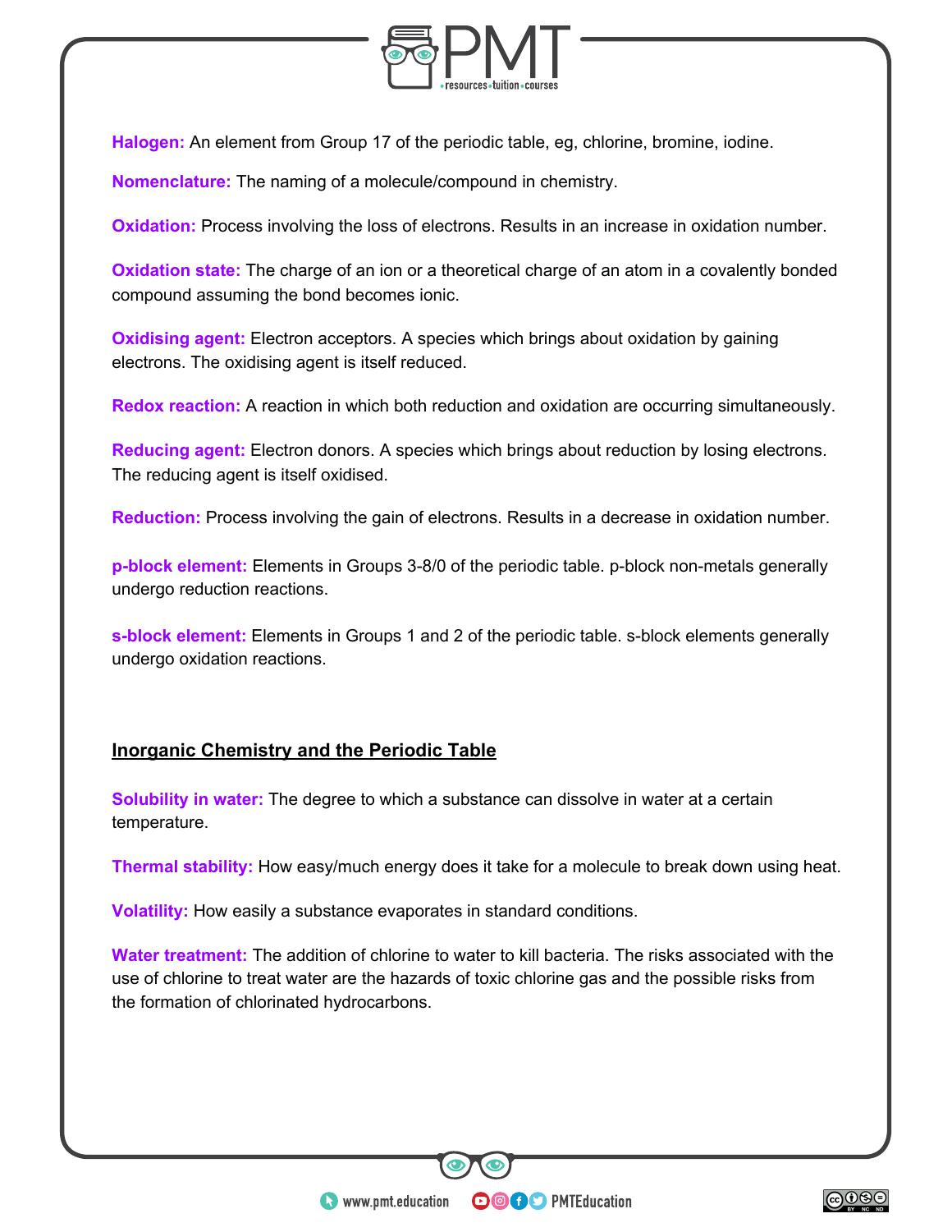**Halogen:** An element from Group 17 of the periodic table, eg, chlorine, bromine, iodine.

**Nomenclature:** The naming of a molecule/compound in chemistry.

**Oxidation:** Process involving the loss of electrons. Results in an increase in oxidation number.

**Oxidation state:** The charge of an ion or a theoretical charge of an atom in a covalently bonded compound assuming the bond becomes ionic.

**Oxidising agent:** Electron acceptors. A species which brings about oxidation by gaining electrons. The oxidising agent is itself reduced.

**Redox reaction:** A reaction in which both reduction and oxidation are occurring simultaneously.

**Reducing agent:** Electron donors. A species which brings about reduction by losing electrons. The reducing agent is itself oxidised.

**Reduction:** Process involving the gain of electrons. Results in a decrease in oxidation number.

**p-block element:** Elements in Groups 3-8/0 of the periodic table. p-block non-metals generally undergo reduction reactions.

**s-block element:** Elements in Groups 1 and 2 of the periodic table. s-block elements generally undergo oxidation reactions.

## Inorganic Chemistry and the Periodic Table

**Solubility in water:** The degree to which a substance can dissolve in water at a certain temperature.

**Thermal stability:** How easy/much energy does it take for a molecule to break down using heat.

**Volatility:** How easily a substance evaporates in standard conditions.

**Water treatment:** The addition of chlorine to water to kill bacteria. The risks associated with the use of chlorine to treat water are the hazards of toxic chlorine gas and the possible risks from the formation of chlorinated hydrocarbons.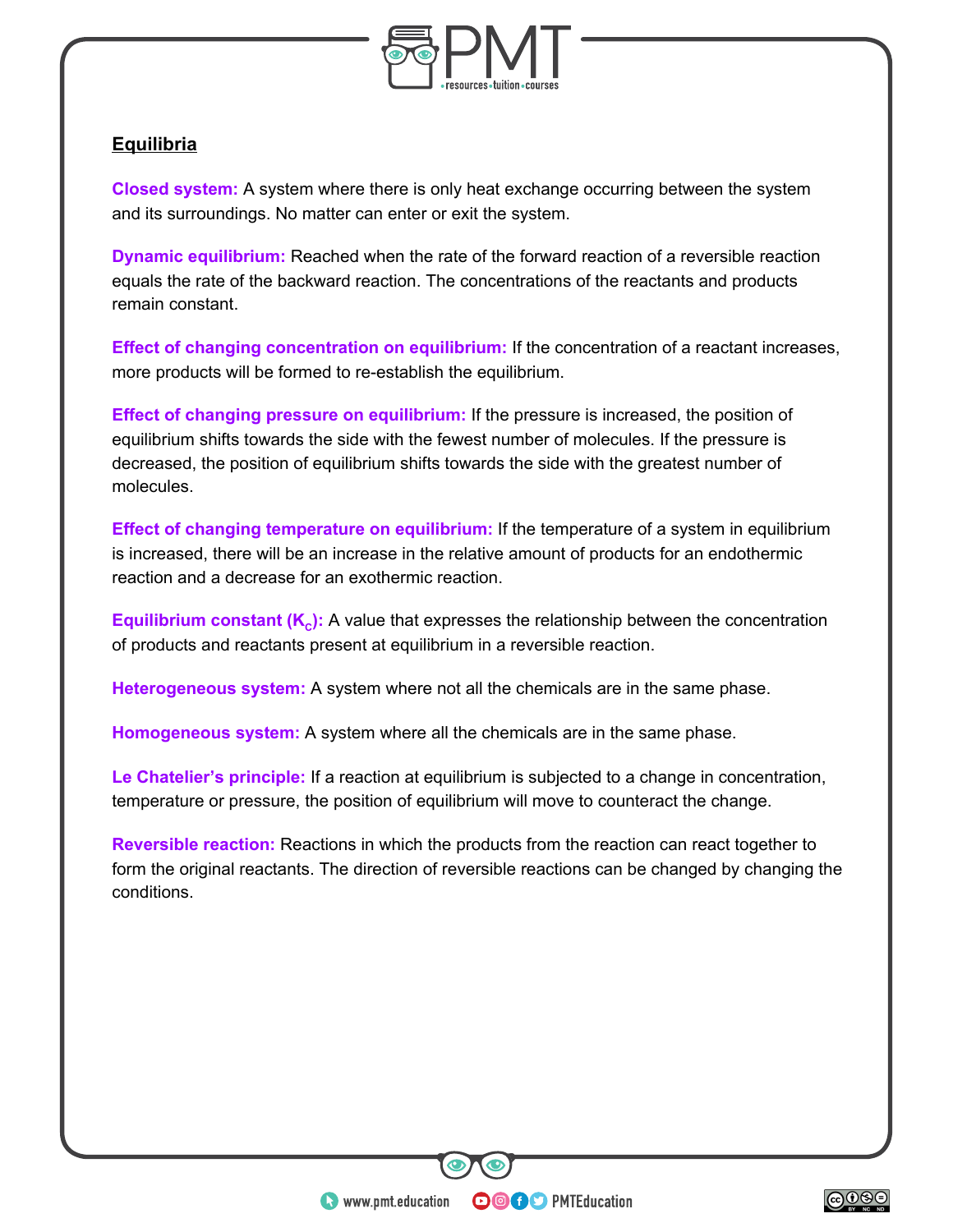## Equilibria

**Closed system:** A system where there is only heat exchange occurring between the system and its surroundings. No matter can enter or exit the system.

**Dynamic equilibrium:** Reached when the rate of the forward reaction of a reversible reaction equals the rate of the backward reaction. The concentrations of the reactants and products remain constant.

**Effect of changing concentration on equilibrium:** If the concentration of a reactant increases, more products will be formed to re-establish the equilibrium.

**Effect of changing pressure on equilibrium:** If the pressure is increased, the position of equilibrium shifts towards the side with the fewest number of molecules. If the pressure is decreased, the position of equilibrium shifts towards the side with the greatest number of molecules.

**Effect of changing temperature on equilibrium:** If the temperature of a system in equilibrium is increased, there will be an increase in the relative amount of products for an endothermic reaction and a decrease for an exothermic reaction.

**Equilibrium constant ($K_c$):** A value that expresses the relationship between the concentration of products and reactants present at equilibrium in a reversible reaction.

**Heterogeneous system:** A system where not all the chemicals are in the same phase.

**Homogeneous system:** A system where all the chemicals are in the same phase.

**Le Chatelier's principle:** If a reaction at equilibrium is subjected to a change in concentration, temperature or pressure, the position of equilibrium will move to counteract the change.

**Reversible reaction:** Reactions in which the products from the reaction can react together to form the original reactants. The direction of reversible reactions can be changed by changing the conditions.